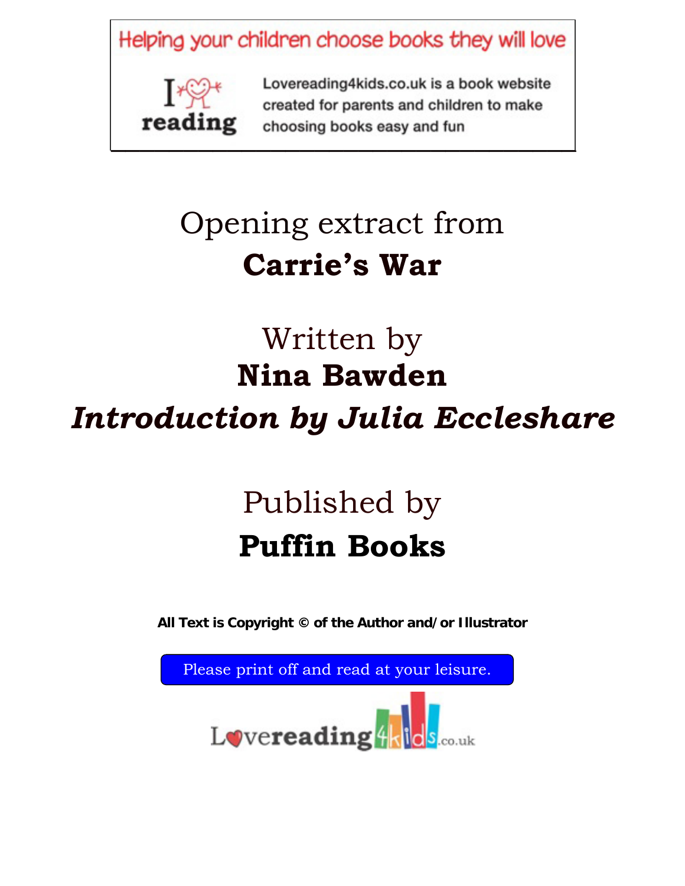Helping your children choose books they will love

I ♥ reading

Lovereading4kids.co.uk is a book website created for parents and children to make choosing books easy and fun

# Opening extract from
# **Carrie's War**

## Written by
## **Nina Bawden**
## ***Introduction by Julia Eccleshare***

## Published by
## **Puffin Books**

**All Text is Copyright © of the Author and/or Illustrator**

Please print off and read at your leisure.

Lovereading4kids.co.uk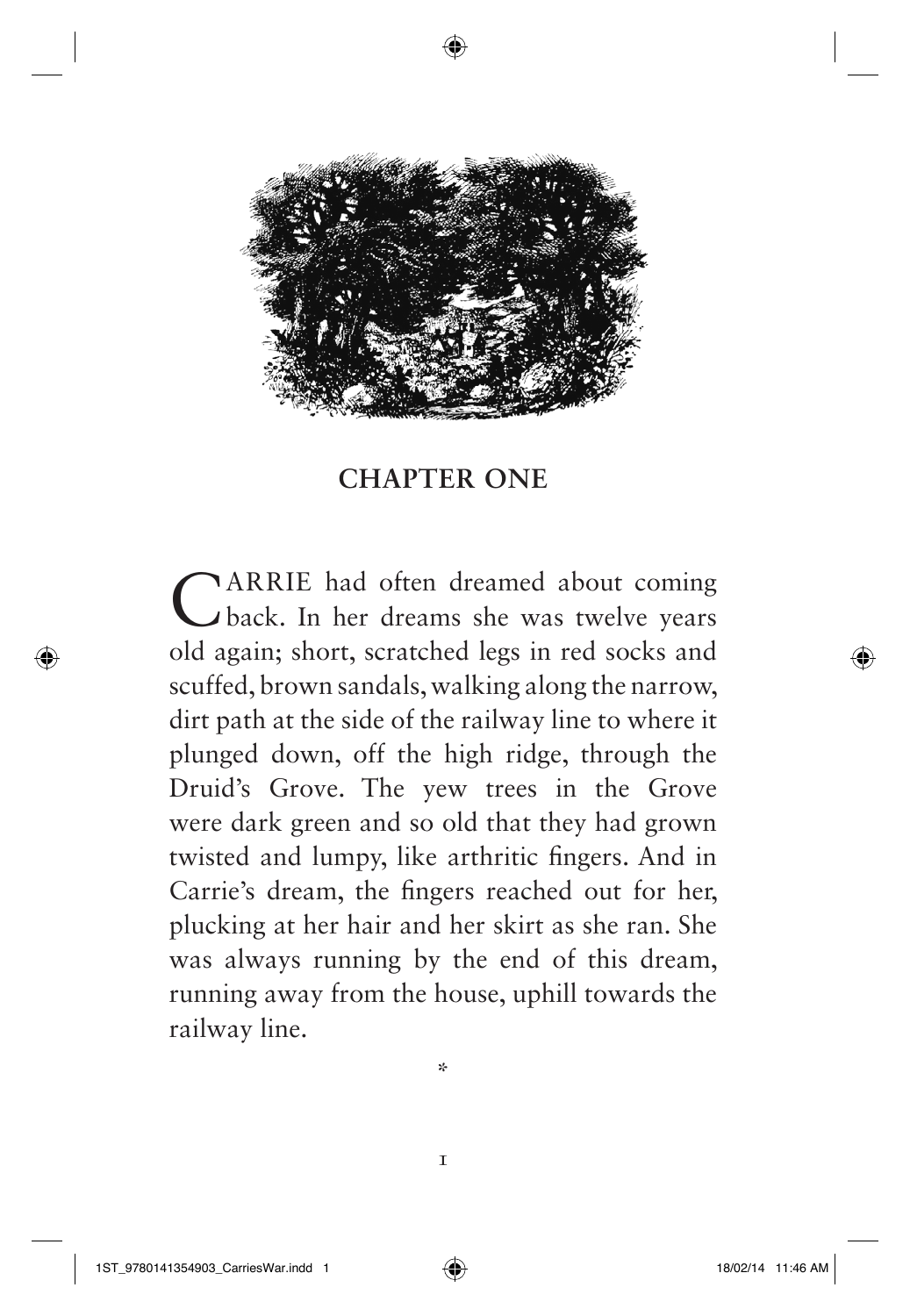## CHAPTER ONE

CARRIE had often dreamed about coming back. In her dreams she was twelve years old again; short, scratched legs in red socks and scuffed, brown sandals, walking along the narrow, dirt path at the side of the railway line to where it plunged down, off the high ridge, through the Druid's Grove. The yew trees in the Grove were dark green and so old that they had grown twisted and lumpy, like arthritic fingers. And in Carrie's dream, the fingers reached out for her, plucking at her hair and her skirt as she ran. She was always running by the end of this dream, running away from the house, uphill towards the railway line.

*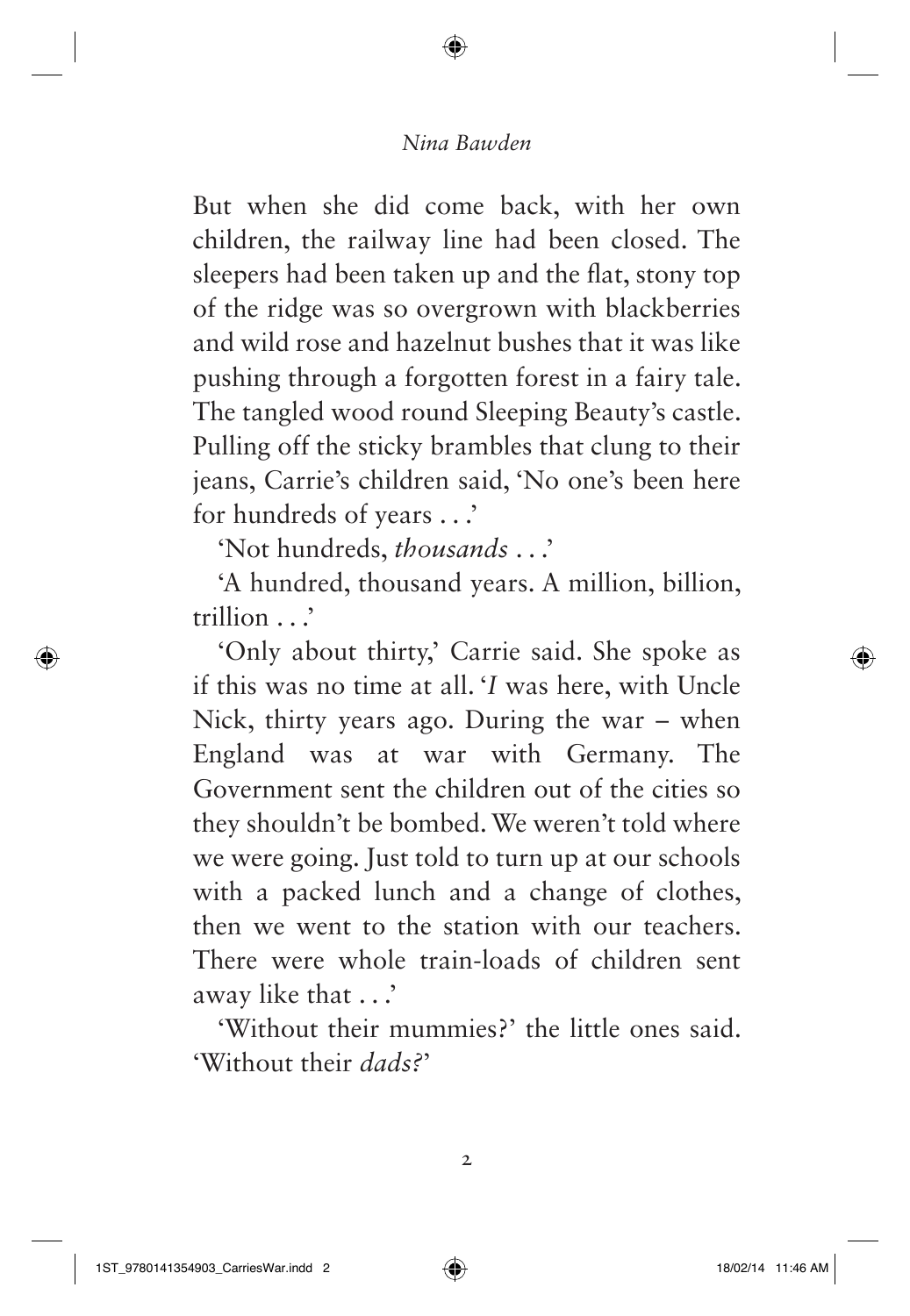But when she did come back, with her own children, the railway line had been closed. The sleepers had been taken up and the flat, stony top of the ridge was so overgrown with blackberries and wild rose and hazelnut bushes that it was like pushing through a forgotten forest in a fairy tale. The tangled wood round Sleeping Beauty's castle. Pulling off the sticky brambles that clung to their jeans, Carrie's children said, 'No one's been here for hundreds of years . . .'

'Not hundreds, *thousands* . . .'

'A hundred, thousand years. A million, billion, trillion . . .'

'Only about thirty,' Carrie said. She spoke as if this was no time at all. '*I* was here, with Uncle Nick, thirty years ago. During the war – when England was at war with Germany. The Government sent the children out of the cities so they shouldn't be bombed. We weren't told where we were going. Just told to turn up at our schools with a packed lunch and a change of clothes, then we went to the station with our teachers. There were whole train-loads of children sent away like that . . .'

'Without their mummies?' the little ones said. 'Without their *dads?*'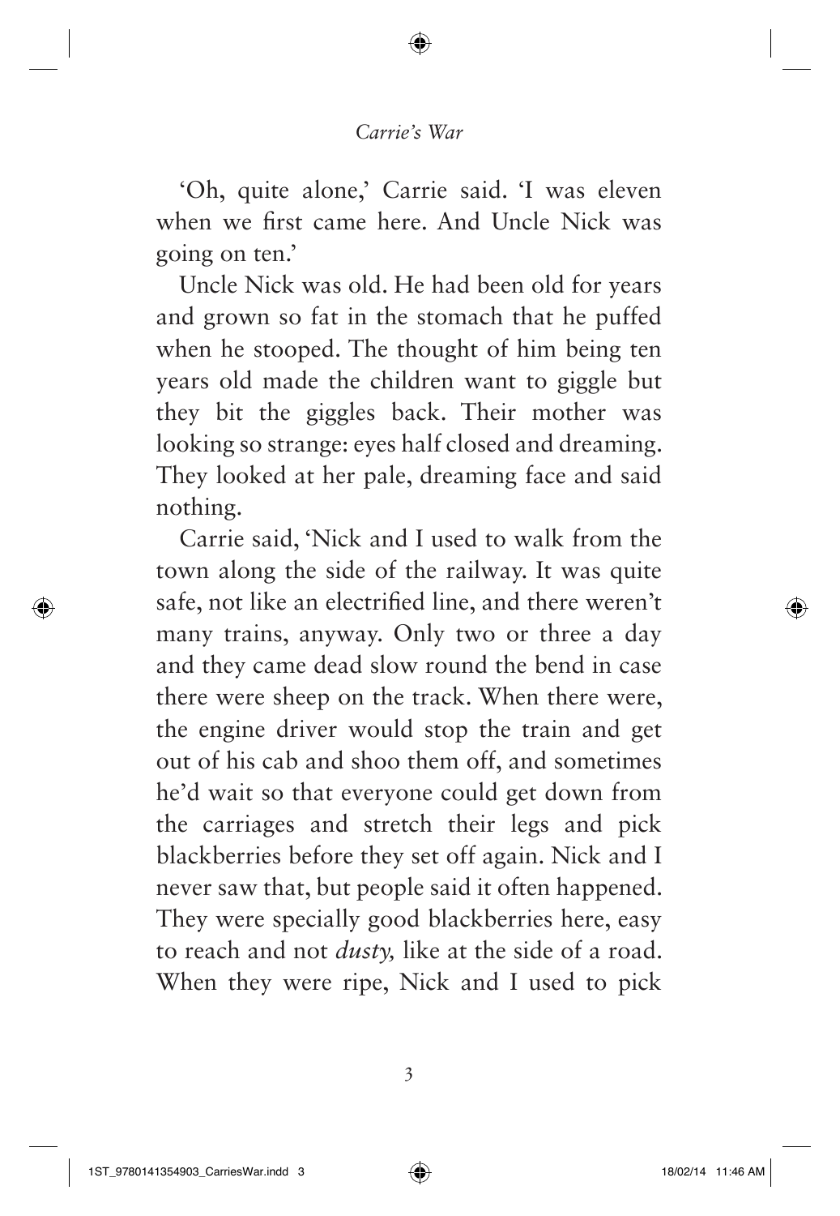'Oh, quite alone,' Carrie said. 'I was eleven when we first came here. And Uncle Nick was going on ten.'

Uncle Nick was old. He had been old for years and grown so fat in the stomach that he puffed when he stooped. The thought of him being ten years old made the children want to giggle but they bit the giggles back. Their mother was looking so strange: eyes half closed and dreaming. They looked at her pale, dreaming face and said nothing.

Carrie said, 'Nick and I used to walk from the town along the side of the railway. It was quite safe, not like an electrified line, and there weren't many trains, anyway. Only two or three a day and they came dead slow round the bend in case there were sheep on the track. When there were, the engine driver would stop the train and get out of his cab and shoo them off, and sometimes he'd wait so that everyone could get down from the carriages and stretch their legs and pick blackberries before they set off again. Nick and I never saw that, but people said it often happened. They were specially good blackberries here, easy to reach and not *dusty,* like at the side of a road. When they were ripe, Nick and I used to pick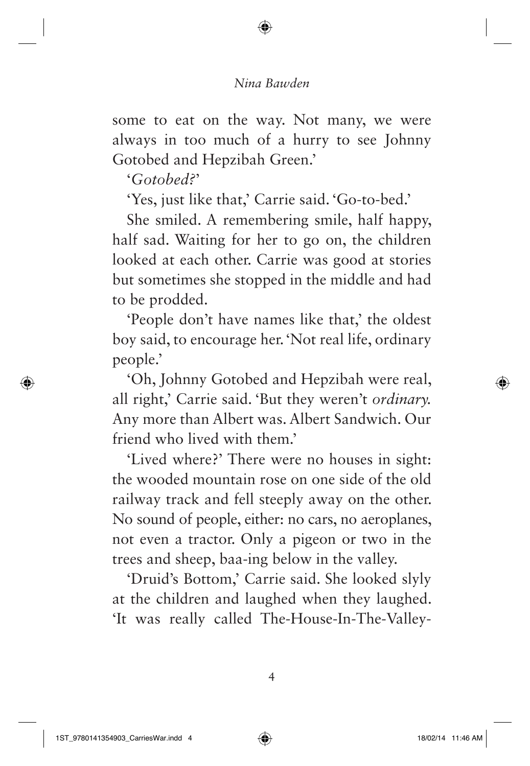some to eat on the way. Not many, we were always in too much of a hurry to see Johnny Gotobed and Hepzibah Green.'

'*Gotobed?*'

'Yes, just like that,' Carrie said. 'Go-to-bed.'

She smiled. A remembering smile, half happy, half sad. Waiting for her to go on, the children looked at each other. Carrie was good at stories but sometimes she stopped in the middle and had to be prodded.

'People don't have names like that,' the oldest boy said, to encourage her. 'Not real life, ordinary people.'

'Oh, Johnny Gotobed and Hepzibah were real, all right,' Carrie said. 'But they weren't *ordinary.* Any more than Albert was. Albert Sandwich. Our friend who lived with them.'

'Lived where?' There were no houses in sight: the wooded mountain rose on one side of the old railway track and fell steeply away on the other. No sound of people, either: no cars, no aeroplanes, not even a tractor. Only a pigeon or two in the trees and sheep, baa-ing below in the valley.

'Druid's Bottom,' Carrie said. She looked slyly at the children and laughed when they laughed. 'It was really called The-House-In-The-Valley-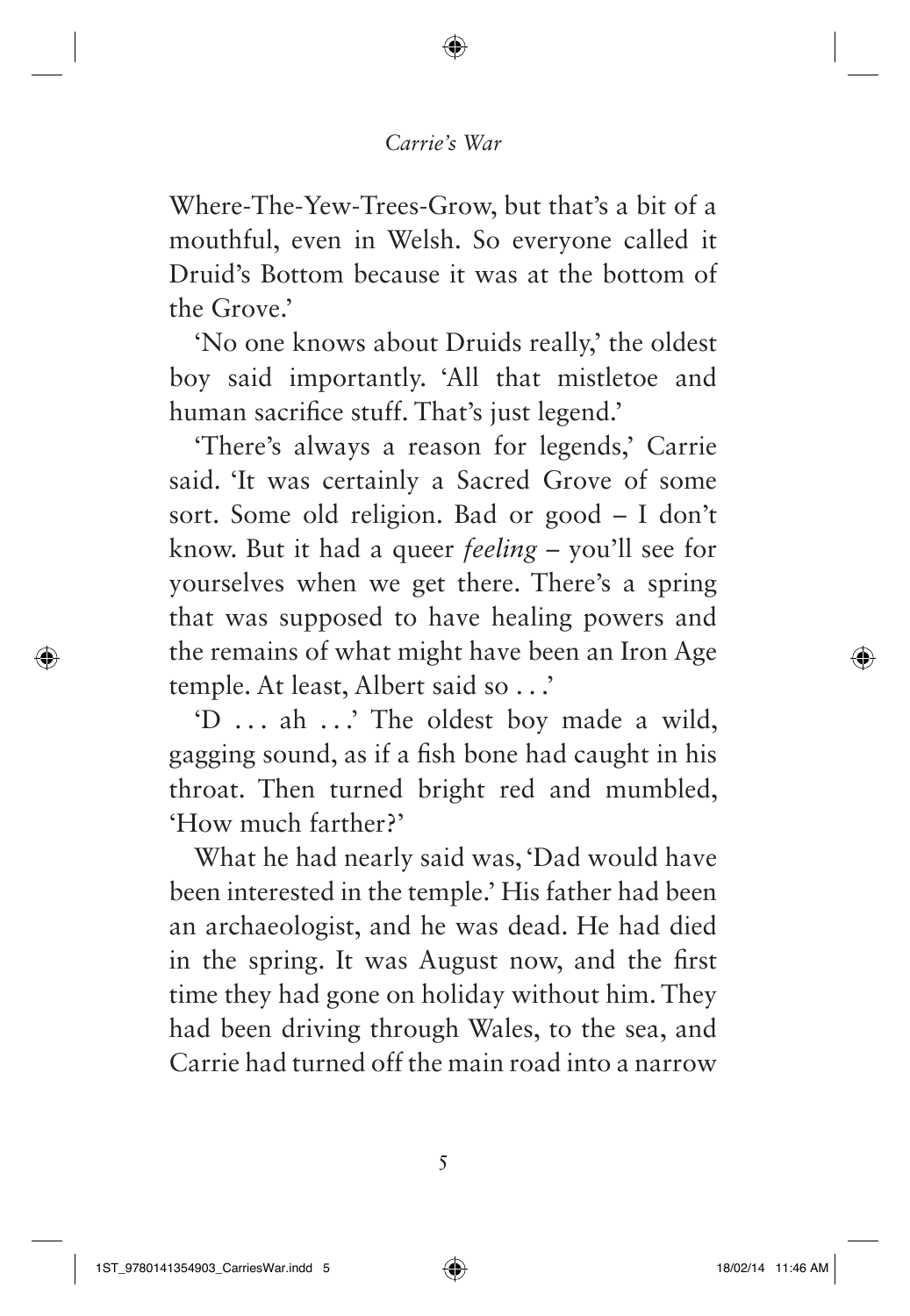Where-The-Yew-Trees-Grow, but that's a bit of a mouthful, even in Welsh. So everyone called it Druid's Bottom because it was at the bottom of the Grove.'

'No one knows about Druids really,' the oldest boy said importantly. 'All that mistletoe and human sacrifice stuff. That's just legend.'

'There's always a reason for legends,' Carrie said. 'It was certainly a Sacred Grove of some sort. Some old religion. Bad or good – I don't know. But it had a queer *feeling* – you'll see for yourselves when we get there. There's a spring that was supposed to have healing powers and the remains of what might have been an Iron Age temple. At least, Albert said so . . .'

'D . . . ah . . .' The oldest boy made a wild, gagging sound, as if a fish bone had caught in his throat. Then turned bright red and mumbled, 'How much farther?'

What he had nearly said was, 'Dad would have been interested in the temple.' His father had been an archaeologist, and he was dead. He had died in the spring. It was August now, and the first time they had gone on holiday without him. They had been driving through Wales, to the sea, and Carrie had turned off the main road into a narrow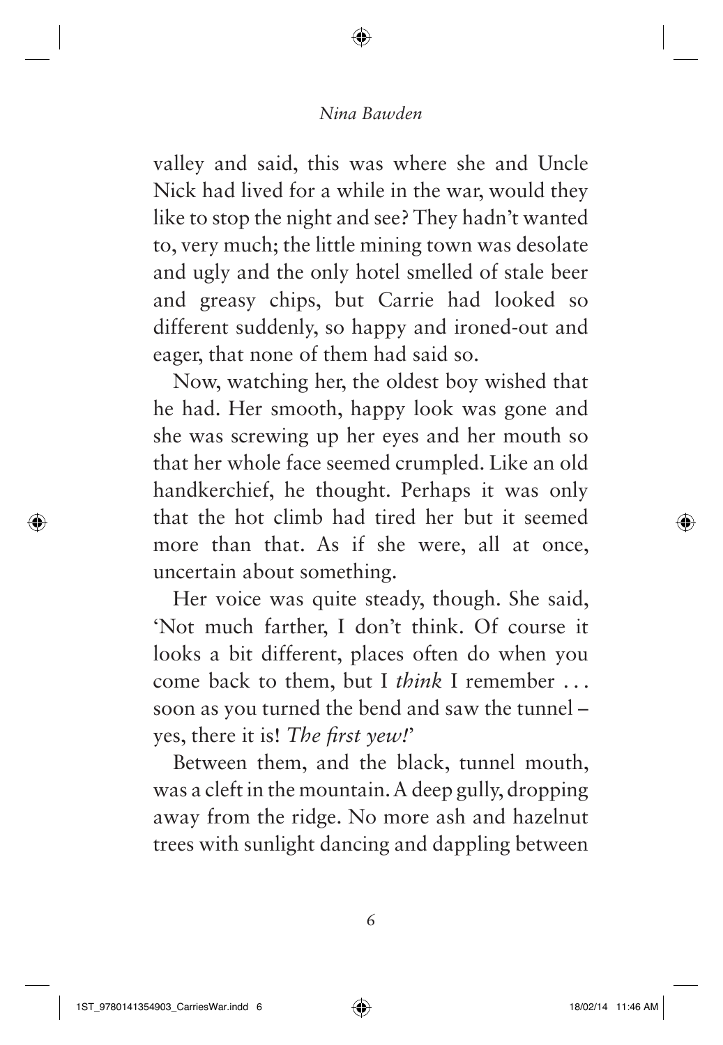valley and said, this was where she and Uncle Nick had lived for a while in the war, would they like to stop the night and see? They hadn't wanted to, very much; the little mining town was desolate and ugly and the only hotel smelled of stale beer and greasy chips, but Carrie had looked so different suddenly, so happy and ironed-out and eager, that none of them had said so.

Now, watching her, the oldest boy wished that he had. Her smooth, happy look was gone and she was screwing up her eyes and her mouth so that her whole face seemed crumpled. Like an old handkerchief, he thought. Perhaps it was only that the hot climb had tired her but it seemed more than that. As if she were, all at once, uncertain about something.

Her voice was quite steady, though. She said, 'Not much farther, I don't think. Of course it looks a bit different, places often do when you come back to them, but I *think* I remember . . . soon as you turned the bend and saw the tunnel – yes, there it is! *The first yew!*'

Between them, and the black, tunnel mouth, was a cleft in the mountain. A deep gully, dropping away from the ridge. No more ash and hazelnut trees with sunlight dancing and dappling between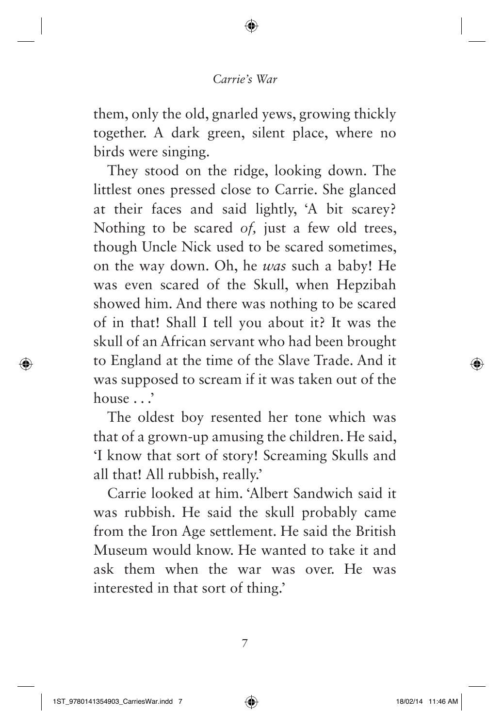them, only the old, gnarled yews, growing thickly together. A dark green, silent place, where no birds were singing.

They stood on the ridge, looking down. The littlest ones pressed close to Carrie. She glanced at their faces and said lightly, 'A bit scarey? Nothing to be scared *of,* just a few old trees, though Uncle Nick used to be scared sometimes, on the way down. Oh, he *was* such a baby! He was even scared of the Skull, when Hepzibah showed him. And there was nothing to be scared of in that! Shall I tell you about it? It was the skull of an African servant who had been brought to England at the time of the Slave Trade. And it was supposed to scream if it was taken out of the house . . .'

The oldest boy resented her tone which was that of a grown-up amusing the children. He said, 'I know that sort of story! Screaming Skulls and all that! All rubbish, really.'

Carrie looked at him. 'Albert Sandwich said it was rubbish. He said the skull probably came from the Iron Age settlement. He said the British Museum would know. He wanted to take it and ask them when the war was over. He was interested in that sort of thing.'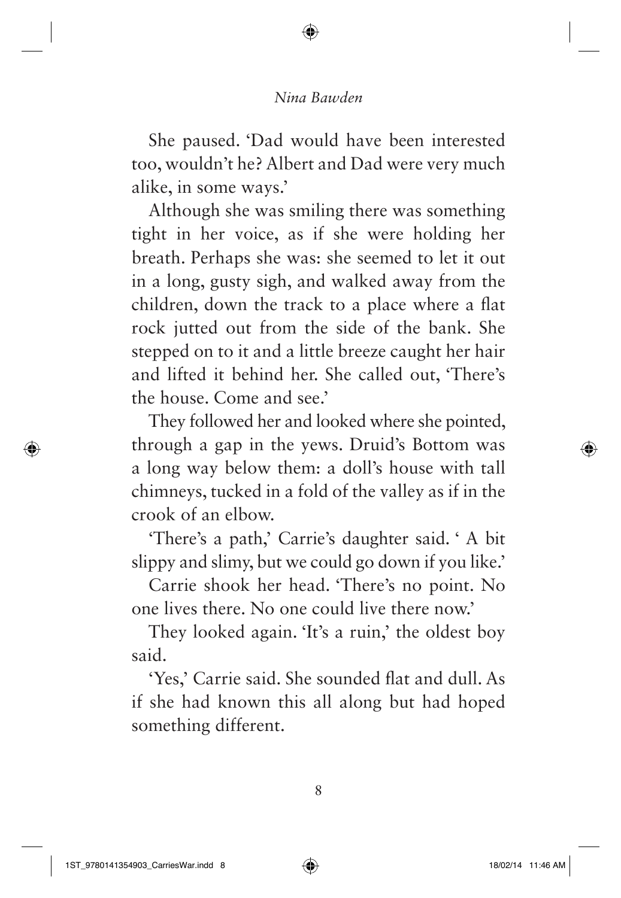She paused. 'Dad would have been interested too, wouldn't he? Albert and Dad were very much alike, in some ways.'

Although she was smiling there was something tight in her voice, as if she were holding her breath. Perhaps she was: she seemed to let it out in a long, gusty sigh, and walked away from the children, down the track to a place where a flat rock jutted out from the side of the bank. She stepped on to it and a little breeze caught her hair and lifted it behind her. She called out, 'There's the house. Come and see.'

They followed her and looked where she pointed, through a gap in the yews. Druid's Bottom was a long way below them: a doll's house with tall chimneys, tucked in a fold of the valley as if in the crook of an elbow.

'There's a path,' Carrie's daughter said. ' A bit slippy and slimy, but we could go down if you like.'

Carrie shook her head. 'There's no point. No one lives there. No one could live there now.'

They looked again. 'It's a ruin,' the oldest boy said.

'Yes,' Carrie said. She sounded flat and dull. As if she had known this all along but had hoped something different.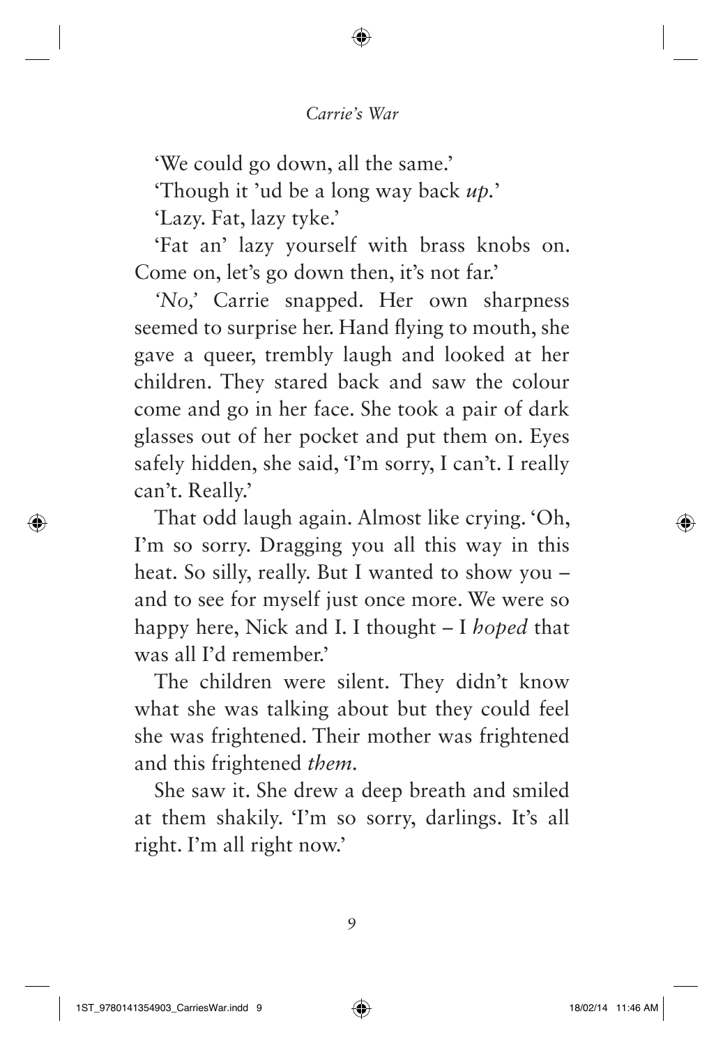'We could go down, all the same.'

'Though it 'ud be a long way back *up*.'

'Lazy. Fat, lazy tyke.'

'Fat an' lazy yourself with brass knobs on. Come on, let's go down then, it's not far.'

*'No,'* Carrie snapped. Her own sharpness seemed to surprise her. Hand flying to mouth, she gave a queer, trembly laugh and looked at her children. They stared back and saw the colour come and go in her face. She took a pair of dark glasses out of her pocket and put them on. Eyes safely hidden, she said, 'I'm sorry, I can't. I really can't. Really.'

That odd laugh again. Almost like crying. 'Oh, I'm so sorry. Dragging you all this way in this heat. So silly, really. But I wanted to show you – and to see for myself just once more. We were so happy here, Nick and I. I thought – I *hoped* that was all I'd remember.'

The children were silent. They didn't know what she was talking about but they could feel she was frightened. Their mother was frightened and this frightened *them*.

She saw it. She drew a deep breath and smiled at them shakily. 'I'm so sorry, darlings. It's all right. I'm all right now.'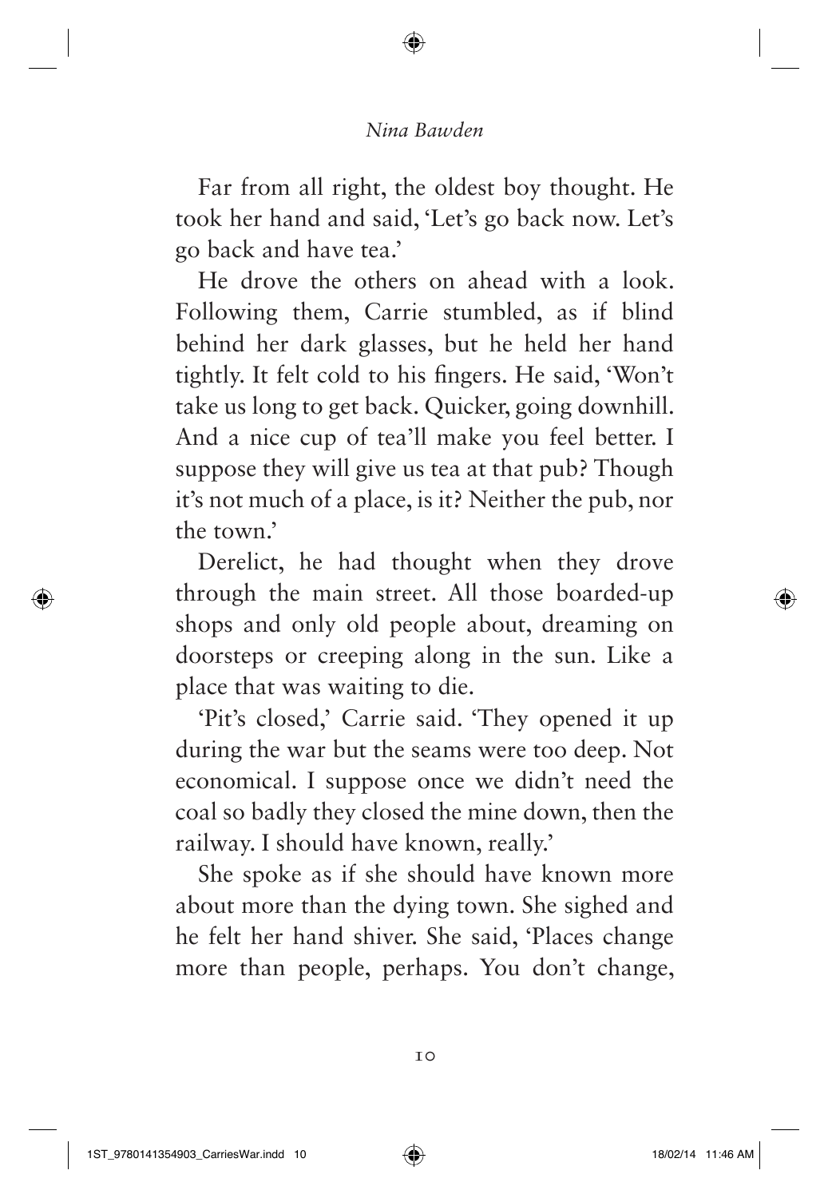Far from all right, the oldest boy thought. He took her hand and said, 'Let's go back now. Let's go back and have tea.'

He drove the others on ahead with a look. Following them, Carrie stumbled, as if blind behind her dark glasses, but he held her hand tightly. It felt cold to his fingers. He said, 'Won't take us long to get back. Quicker, going downhill. And a nice cup of tea'll make you feel better. I suppose they will give us tea at that pub? Though it's not much of a place, is it? Neither the pub, nor the town.'

Derelict, he had thought when they drove through the main street. All those boarded-up shops and only old people about, dreaming on doorsteps or creeping along in the sun. Like a place that was waiting to die.

'Pit's closed,' Carrie said. 'They opened it up during the war but the seams were too deep. Not economical. I suppose once we didn't need the coal so badly they closed the mine down, then the railway. I should have known, really.'

She spoke as if she should have known more about more than the dying town. She sighed and he felt her hand shiver. She said, 'Places change more than people, perhaps. You don't change,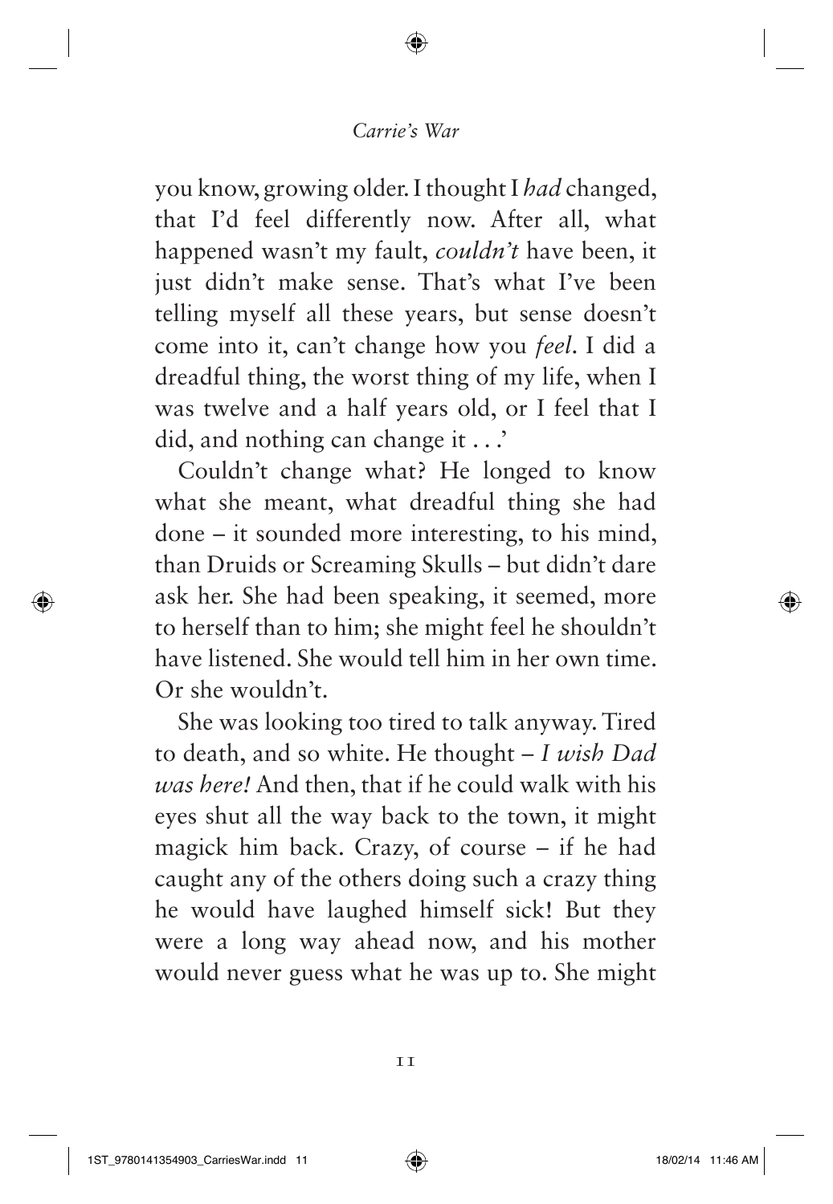you know, growing older. I thought I *had* changed, that I'd feel differently now. After all, what happened wasn't my fault, *couldn't* have been, it just didn't make sense. That's what I've been telling myself all these years, but sense doesn't come into it, can't change how you *feel*. I did a dreadful thing, the worst thing of my life, when I was twelve and a half years old, or I feel that I did, and nothing can change it . . .'

Couldn't change what? He longed to know what she meant, what dreadful thing she had done – it sounded more interesting, to his mind, than Druids or Screaming Skulls – but didn't dare ask her. She had been speaking, it seemed, more to herself than to him; she might feel he shouldn't have listened. She would tell him in her own time. Or she wouldn't.

She was looking too tired to talk anyway. Tired to death, and so white. He thought – *I wish Dad was here!* And then, that if he could walk with his eyes shut all the way back to the town, it might magick him back. Crazy, of course – if he had caught any of the others doing such a crazy thing he would have laughed himself sick! But they were a long way ahead now, and his mother would never guess what he was up to. She might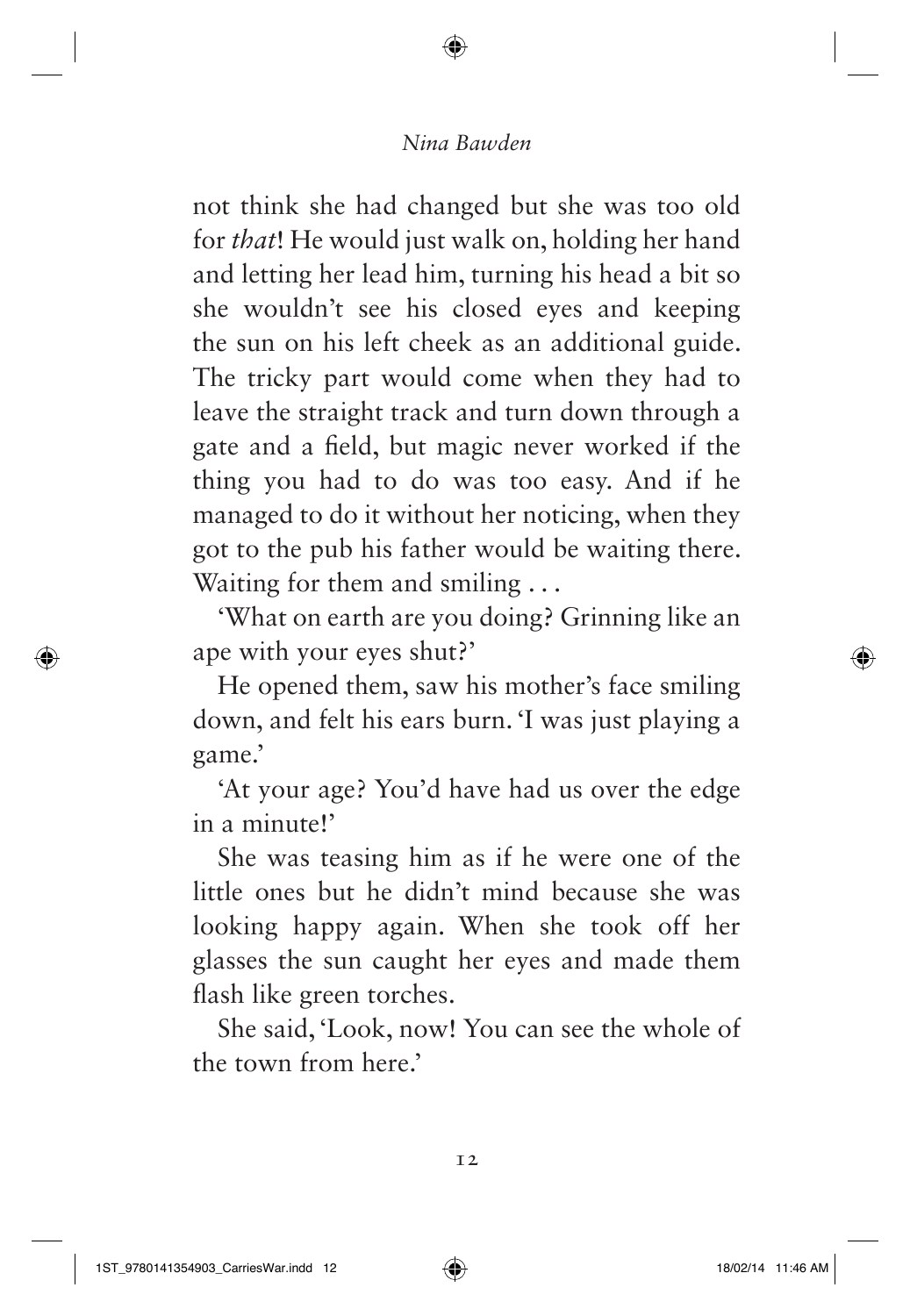not think she had changed but she was too old for *that*! He would just walk on, holding her hand and letting her lead him, turning his head a bit so she wouldn't see his closed eyes and keeping the sun on his left cheek as an additional guide. The tricky part would come when they had to leave the straight track and turn down through a gate and a field, but magic never worked if the thing you had to do was too easy. And if he managed to do it without her noticing, when they got to the pub his father would be waiting there. Waiting for them and smiling . . .

'What on earth are you doing? Grinning like an ape with your eyes shut?'

He opened them, saw his mother's face smiling down, and felt his ears burn. 'I was just playing a game.'

'At your age? You'd have had us over the edge in a minute!'

She was teasing him as if he were one of the little ones but he didn't mind because she was looking happy again. When she took off her glasses the sun caught her eyes and made them flash like green torches.

She said, 'Look, now! You can see the whole of the town from here.'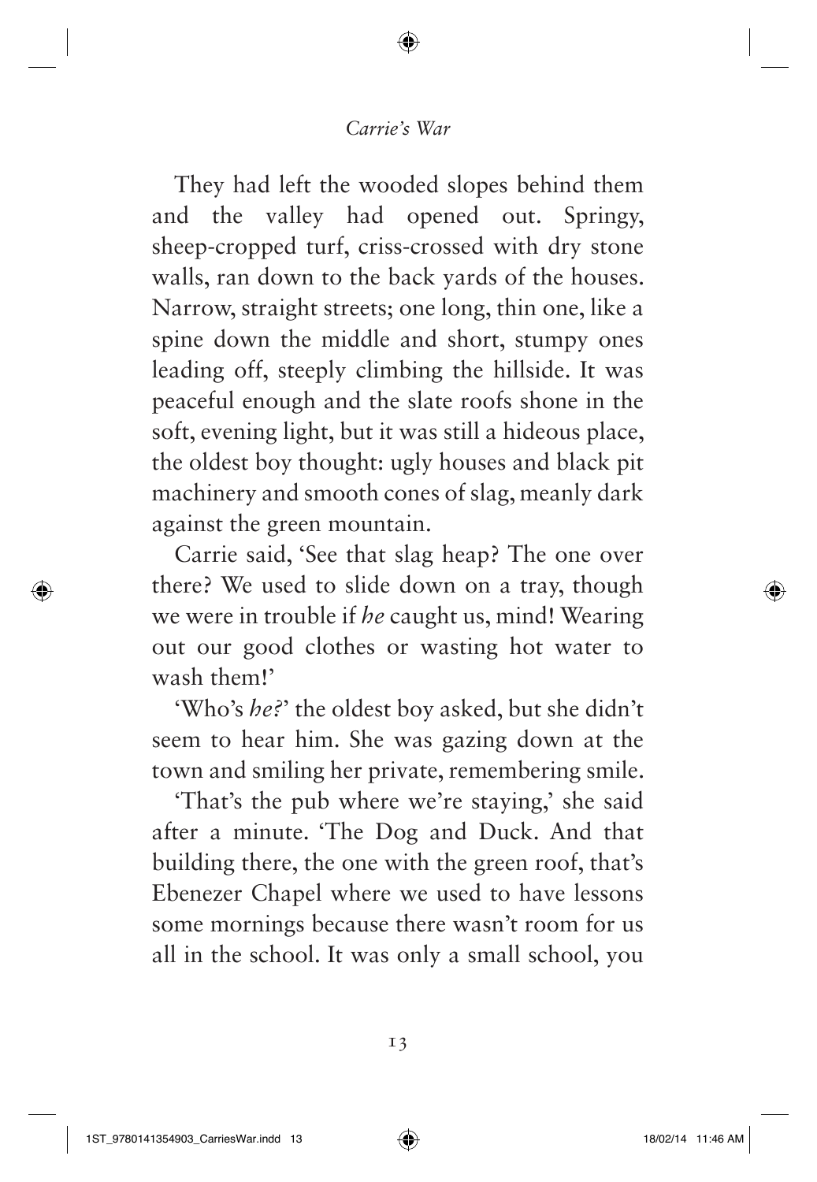They had left the wooded slopes behind them and the valley had opened out. Springy, sheep-cropped turf, criss-crossed with dry stone walls, ran down to the back yards of the houses. Narrow, straight streets; one long, thin one, like a spine down the middle and short, stumpy ones leading off, steeply climbing the hillside. It was peaceful enough and the slate roofs shone in the soft, evening light, but it was still a hideous place, the oldest boy thought: ugly houses and black pit machinery and smooth cones of slag, meanly dark against the green mountain.

Carrie said, 'See that slag heap? The one over there? We used to slide down on a tray, though we were in trouble if *he* caught us, mind! Wearing out our good clothes or wasting hot water to wash them!'

'Who's *he?*' the oldest boy asked, but she didn't seem to hear him. She was gazing down at the town and smiling her private, remembering smile.

'That's the pub where we're staying,' she said after a minute. 'The Dog and Duck. And that building there, the one with the green roof, that's Ebenezer Chapel where we used to have lessons some mornings because there wasn't room for us all in the school. It was only a small school, you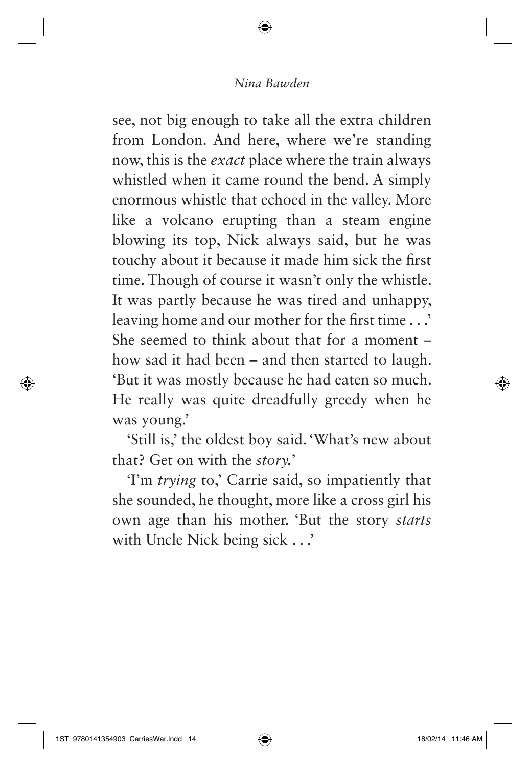see, not big enough to take all the extra children from London. And here, where we're standing now, this is the *exact* place where the train always whistled when it came round the bend. A simply enormous whistle that echoed in the valley. More like a volcano erupting than a steam engine blowing its top, Nick always said, but he was touchy about it because it made him sick the first time. Though of course it wasn't only the whistle. It was partly because he was tired and unhappy, leaving home and our mother for the first time . . .' She seemed to think about that for a moment – how sad it had been – and then started to laugh. 'But it was mostly because he had eaten so much. He really was quite dreadfully greedy when he was young.'

'Still is,' the oldest boy said. 'What's new about that? Get on with the *story*.'

'I'm *trying* to,' Carrie said, so impatiently that she sounded, he thought, more like a cross girl his own age than his mother. 'But the story *starts* with Uncle Nick being sick . . .'